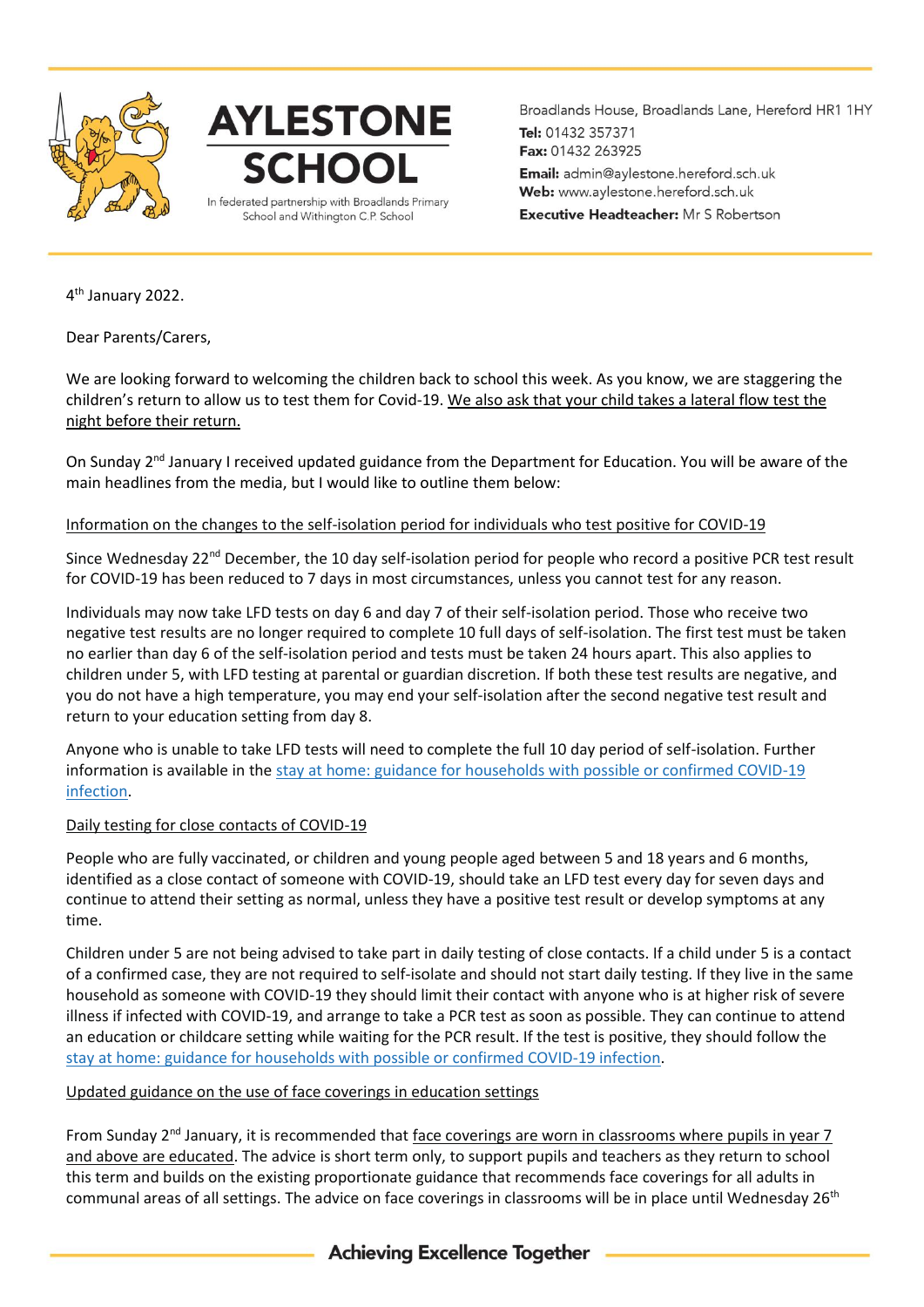# AYLESTONE SCHOOL

In federated partnership with Broadlands Primary School and Withington C.P. School

Broadlands House, Broadlands Lane, Hereford HR1 1HY
**Tel:** 01432 357371
**Fax:** 01432 263925
**Email:** admin@aylestone.hereford.sch.uk
**Web:** www.aylestone.hereford.sch.uk
**Executive Headteacher:** Mr S Robertson

4th January 2022.

Dear Parents/Carers,

We are looking forward to welcoming the children back to school this week. As you know, we are staggering the children's return to allow us to test them for Covid-19. We also ask that your child takes a lateral flow test the night before their return.

On Sunday 2nd January I received updated guidance from the Department for Education. You will be aware of the main headlines from the media, but I would like to outline them below:

Information on the changes to the self-isolation period for individuals who test positive for COVID-19

Since Wednesday 22nd December, the 10 day self-isolation period for people who record a positive PCR test result for COVID-19 has been reduced to 7 days in most circumstances, unless you cannot test for any reason.

Individuals may now take LFD tests on day 6 and day 7 of their self-isolation period. Those who receive two negative test results are no longer required to complete 10 full days of self-isolation. The first test must be taken no earlier than day 6 of the self-isolation period and tests must be taken 24 hours apart. This also applies to children under 5, with LFD testing at parental or guardian discretion. If both these test results are negative, and you do not have a high temperature, you may end your self-isolation after the second negative test result and return to your education setting from day 8.

Anyone who is unable to take LFD tests will need to complete the full 10 day period of self-isolation. Further information is available in the stay at home: guidance for households with possible or confirmed COVID-19 infection.

Daily testing for close contacts of COVID-19

People who are fully vaccinated, or children and young people aged between 5 and 18 years and 6 months, identified as a close contact of someone with COVID-19, should take an LFD test every day for seven days and continue to attend their setting as normal, unless they have a positive test result or develop symptoms at any time.

Children under 5 are not being advised to take part in daily testing of close contacts. If a child under 5 is a contact of a confirmed case, they are not required to self-isolate and should not start daily testing. If they live in the same household as someone with COVID-19 they should limit their contact with anyone who is at higher risk of severe illness if infected with COVID-19, and arrange to take a PCR test as soon as possible. They can continue to attend an education or childcare setting while waiting for the PCR result. If the test is positive, they should follow the stay at home: guidance for households with possible or confirmed COVID-19 infection.

Updated guidance on the use of face coverings in education settings

From Sunday 2nd January, it is recommended that face coverings are worn in classrooms where pupils in year 7 and above are educated. The advice is short term only, to support pupils and teachers as they return to school this term and builds on the existing proportionate guidance that recommends face coverings for all adults in communal areas of all settings. The advice on face coverings in classrooms will be in place until Wednesday 26th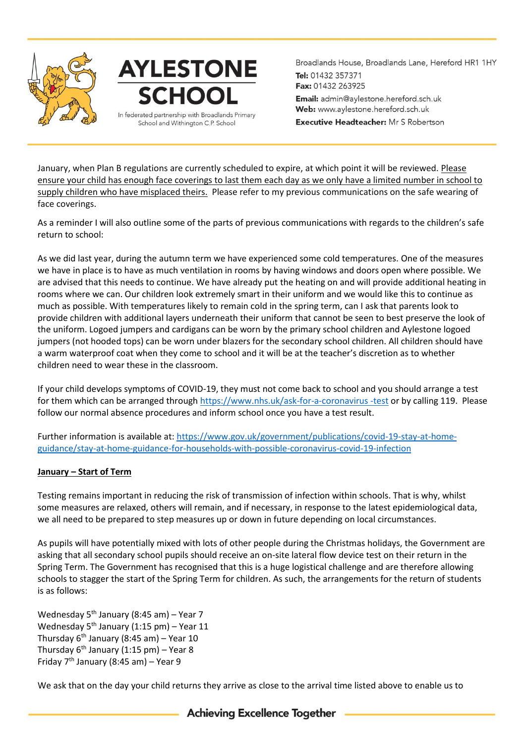January, when Plan B regulations are currently scheduled to expire, at which point it will be reviewed. Please ensure your child has enough face coverings to last them each day as we only have a limited number in school to supply children who have misplaced theirs. Please refer to my previous communications on the safe wearing of face coverings.

As a reminder I will also outline some of the parts of previous communications with regards to the children's safe return to school:

As we did last year, during the autumn term we have experienced some cold temperatures. One of the measures we have in place is to have as much ventilation in rooms by having windows and doors open where possible. We are advised that this needs to continue. We have already put the heating on and will provide additional heating in rooms where we can. Our children look extremely smart in their uniform and we would like this to continue as much as possible. With temperatures likely to remain cold in the spring term, can I ask that parents look to provide children with additional layers underneath their uniform that cannot be seen to best preserve the look of the uniform. Logoed jumpers and cardigans can be worn by the primary school children and Aylestone logoed jumpers (not hooded tops) can be worn under blazers for the secondary school children. All children should have a warm waterproof coat when they come to school and it will be at the teacher's discretion as to whether children need to wear these in the classroom.

If your child develops symptoms of COVID-19, they must not come back to school and you should arrange a test for them which can be arranged through https://www.nhs.uk/ask-for-a-coronavirus -test or by calling 119. Please follow our normal absence procedures and inform school once you have a test result.

Further information is available at: https://www.gov.uk/government/publications/covid-19-stay-at-home-guidance/stay-at-home-guidance-for-households-with-possible-coronavirus-covid-19-infection

**January – Start of Term**

Testing remains important in reducing the risk of transmission of infection within schools. That is why, whilst some measures are relaxed, others will remain, and if necessary, in response to the latest epidemiological data, we all need to be prepared to step measures up or down in future depending on local circumstances.

As pupils will have potentially mixed with lots of other people during the Christmas holidays, the Government are asking that all secondary school pupils should receive an on-site lateral flow device test on their return in the Spring Term. The Government has recognised that this is a huge logistical challenge and are therefore allowing schools to stagger the start of the Spring Term for children. As such, the arrangements for the return of students is as follows:

Wednesday 5th January (8:45 am) – Year 7
Wednesday 5th January (1:15 pm) – Year 11
Thursday 6th January (8:45 am) – Year 10
Thursday 6th January (1:15 pm) – Year 8
Friday 7th January (8:45 am) – Year 9

We ask that on the day your child returns they arrive as close to the arrival time listed above to enable us to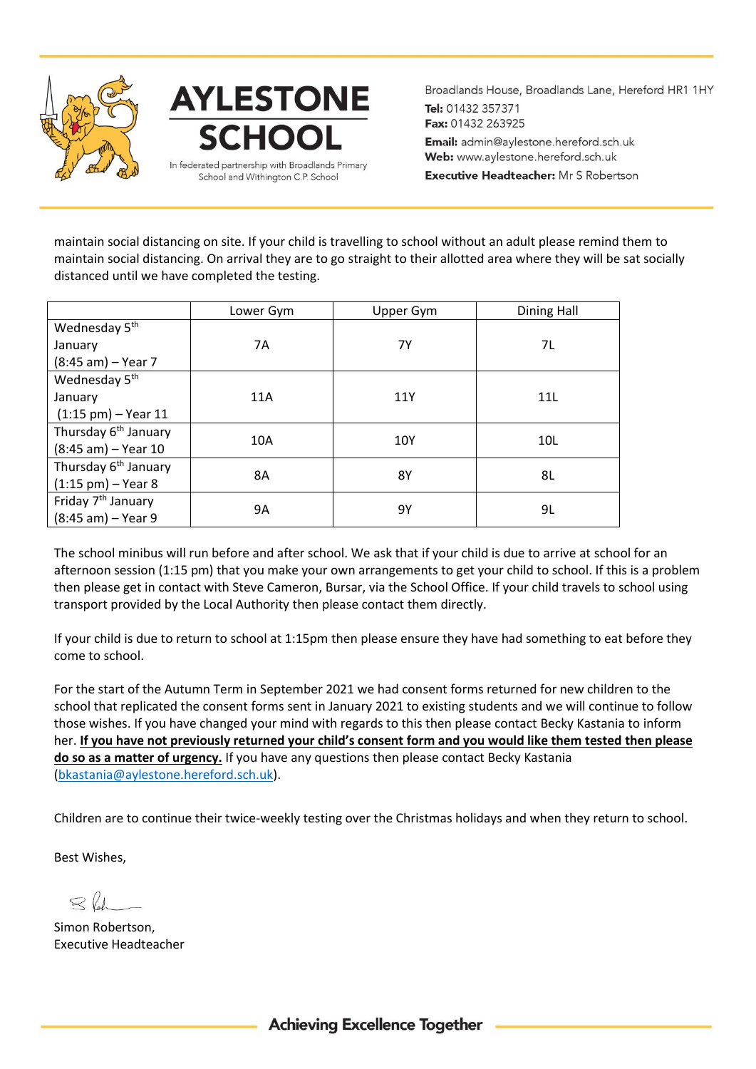maintain social distancing on site. If your child is travelling to school without an adult please remind them to maintain social distancing. On arrival they are to go straight to their allotted area where they will be sat socially distanced until we have completed the testing.

| | Lower Gym | Upper Gym | Dining Hall |
|---|---|---|---|
| Wednesday 5th January (8:45 am) – Year 7 | 7A | 7Y | 7L |
| Wednesday 5th January (1:15 pm) – Year 11 | 11A | 11Y | 11L |
| Thursday 6th January (8:45 am) – Year 10 | 10A | 10Y | 10L |
| Thursday 6th January (1:15 pm) – Year 8 | 8A | 8Y | 8L |
| Friday 7th January (8:45 am) – Year 9 | 9A | 9Y | 9L |

The school minibus will run before and after school. We ask that if your child is due to arrive at school for an afternoon session (1:15 pm) that you make your own arrangements to get your child to school. If this is a problem then please get in contact with Steve Cameron, Bursar, via the School Office. If your child travels to school using transport provided by the Local Authority then please contact them directly.

If your child is due to return to school at 1:15pm then please ensure they have had something to eat before they come to school.

For the start of the Autumn Term in September 2021 we had consent forms returned for new children to the school that replicated the consent forms sent in January 2021 to existing students and we will continue to follow those wishes. If you have changed your mind with regards to this then please contact Becky Kastania to inform her. **<u>If you have not previously returned your child's consent form and you would like them tested then please do so as a matter of urgency.</u>** If you have any questions then please contact Becky Kastania (bkastania@aylestone.hereford.sch.uk).

Children are to continue their twice-weekly testing over the Christmas holidays and when they return to school.

Best Wishes,

Simon Robertson,
Executive Headteacher